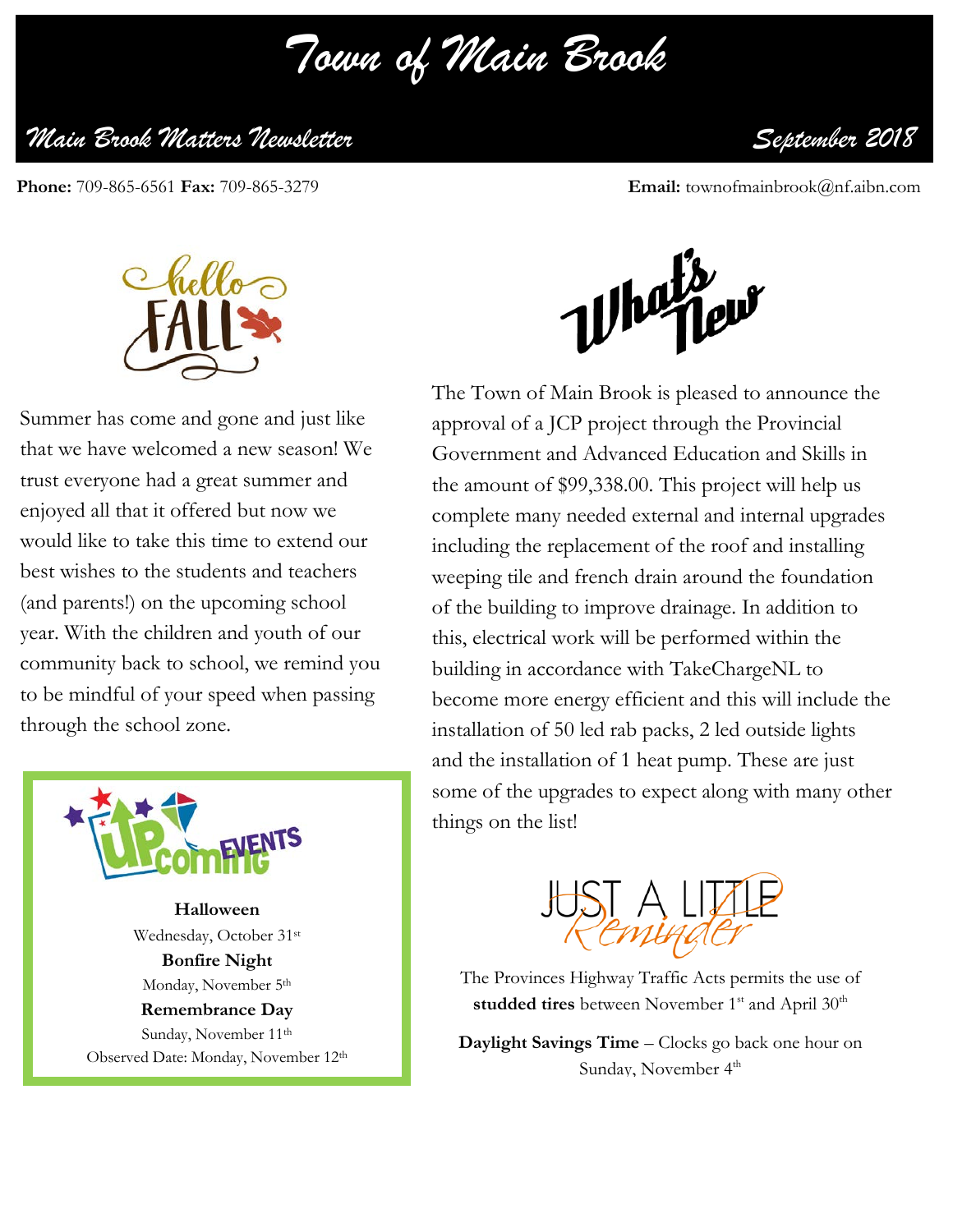# Town of Main Brook

## Main Brook Matters Newsletter

September 2018

**Phone:** 709-865-6561 **Fax:** 709-865-3279 **Email:** townofmainbrook@nf.aibn.com

hello FALL

Summer has come and gone and just like that we have welcomed a new season! We trust everyone had a great summer and enjoyed all that it offered but now we would like to take this time to extend our best wishes to the students and teachers (and parents!) on the upcoming school year. With the children and youth of our community back to school, we remind you to be mindful of your speed when passing through the school zone.

### Upcoming Events

**Halloween**
Wednesday, October 31st

**Bonfire Night**
Monday, November 5th

**Remembrance Day**
Sunday, November 11th
Observed Date: Monday, November 12th

### What's New

The Town of Main Brook is pleased to announce the approval of a JCP project through the Provincial Government and Advanced Education and Skills in the amount of $99,338.00. This project will help us complete many needed external and internal upgrades including the replacement of the roof and installing weeping tile and french drain around the foundation of the building to improve drainage. In addition to this, electrical work will be performed within the building in accordance with TakeChargeNL to become more energy efficient and this will include the installation of 50 led rab packs, 2 led outside lights and the installation of 1 heat pump. These are just some of the upgrades to expect along with many other things on the list!

### Just a Little Reminder

The Provinces Highway Traffic Acts permits the use of **studded tires** between November 1st and April 30th

**Daylight Savings Time** – Clocks go back one hour on Sunday, November 4th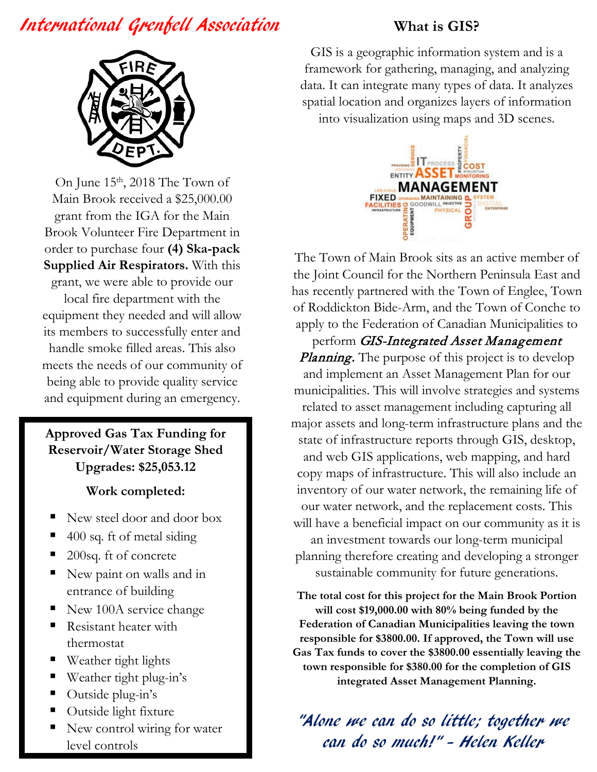# International Grenfell Association

On June 15th, 2018 The Town of Main Brook received a $25,000.00 grant from the IGA for the Main Brook Volunteer Fire Department in order to purchase four **(4) Ska-pack Supplied Air Respirators.** With this grant, we were able to provide our local fire department with the equipment they needed and will allow its members to successfully enter and handle smoke filled areas. This also meets the needs of our community of being able to provide quality service and equipment during an emergency.

**Approved Gas Tax Funding for Reservoir/Water Storage Shed Upgrades: $25,053.12**

**Work completed:**

- New steel door and door box
- 400 sq. ft of metal siding
- 200sq. ft of concrete
- New paint on walls and in entrance of building
- New 100A service change
- Resistant heater with thermostat
- Weather tight lights
- Weather tight plug-in's
- Outside plug-in's
- Outside light fixture
- New control wiring for water level controls

## What is GIS?

GIS is a geographic information system and is a framework for gathering, managing, and analyzing data. It can integrate many types of data. It analyzes spatial location and organizes layers of information into visualization using maps and 3D scenes.

The Town of Main Brook sits as an active member of the Joint Council for the Northern Peninsula East and has recently partnered with the Town of Englee, Town of Roddickton Bide-Arm, and the Town of Conche to apply to the Federation of Canadian Municipalities to perform ***GIS-Integrated Asset Management Planning.*** The purpose of this project is to develop and implement an Asset Management Plan for our municipalities. This will involve strategies and systems related to asset management including capturing all major assets and long-term infrastructure plans and the state of infrastructure reports through GIS, desktop, and web GIS applications, web mapping, and hard copy maps of infrastructure. This will also include an inventory of our water network, the remaining life of our water network, and the replacement costs. This will have a beneficial impact on our community as it is an investment towards our long-term municipal planning therefore creating and developing a stronger sustainable community for future generations.

**The total cost for this project for the Main Brook Portion will cost $19,000.00 with 80% being funded by the Federation of Canadian Municipalities leaving the town responsible for $3800.00. If approved, the Town will use Gas Tax funds to cover the $3800.00 essentially leaving the town responsible for $380.00 for the completion of GIS integrated Asset Management Planning.**

*"Alone we can do so little; together we can do so much!" - Helen Keller*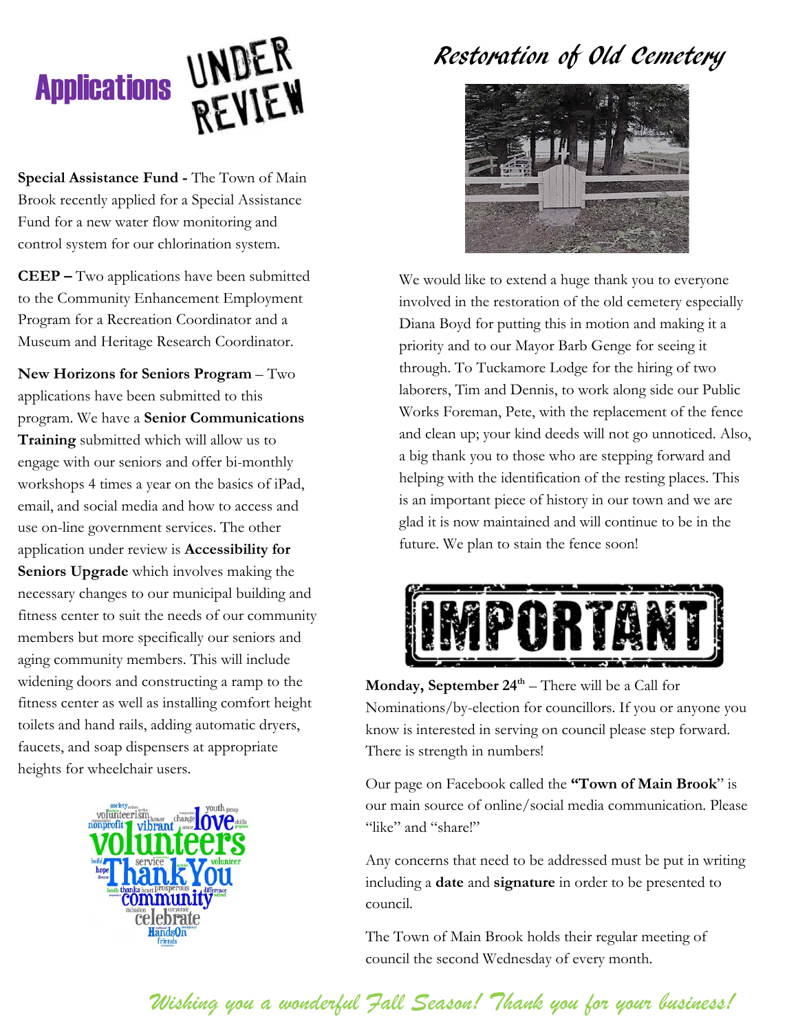# Applications UNDER REVIEW

**Special Assistance Fund -** The Town of Main Brook recently applied for a Special Assistance Fund for a new water flow monitoring and control system for our chlorination system.

**CEEP –** Two applications have been submitted to the Community Enhancement Employment Program for a Recreation Coordinator and a Museum and Heritage Research Coordinator.

**New Horizons for Seniors Program** – Two applications have been submitted to this program. We have a **Senior Communications Training** submitted which will allow us to engage with our seniors and offer bi-monthly workshops 4 times a year on the basics of iPad, email, and social media and how to access and use on-line government services. The other application under review is **Accessibility for Seniors Upgrade** which involves making the necessary changes to our municipal building and fitness center to suit the needs of our community members but more specifically our seniors and aging community members. This will include widening doors and constructing a ramp to the fitness center as well as installing comfort height toilets and hand rails, adding automatic dryers, faucets, and soap dispensers at appropriate heights for wheelchair users.

# *Restoration of Old Cemetery*

We would like to extend a huge thank you to everyone involved in the restoration of the old cemetery especially Diana Boyd for putting this in motion and making it a priority and to our Mayor Barb Genge for seeing it through. To Tuckamore Lodge for the hiring of two laborers, Tim and Dennis, to work along side our Public Works Foreman, Pete, with the replacement of the fence and clean up; your kind deeds will not go unnoticed. Also, a big thank you to those who are stepping forward and helping with the identification of the resting places. This is an important piece of history in our town and we are glad it is now maintained and will continue to be in the future. We plan to stain the fence soon!

# IMPORTANT

**Monday, September 24th** – There will be a Call for Nominations/by-election for councillors. If you or anyone you know is interested in serving on council please step forward. There is strength in numbers!

Our page on Facebook called the **"Town of Main Brook"** is our main source of online/social media communication. Please "like" and "share!"

Any concerns that need to be addressed must be put in writing including a **date** and **signature** in order to be presented to council.

The Town of Main Brook holds their regular meeting of council the second Wednesday of every month.

*Wishing you a wonderful Fall Season! Thank you for your business!*